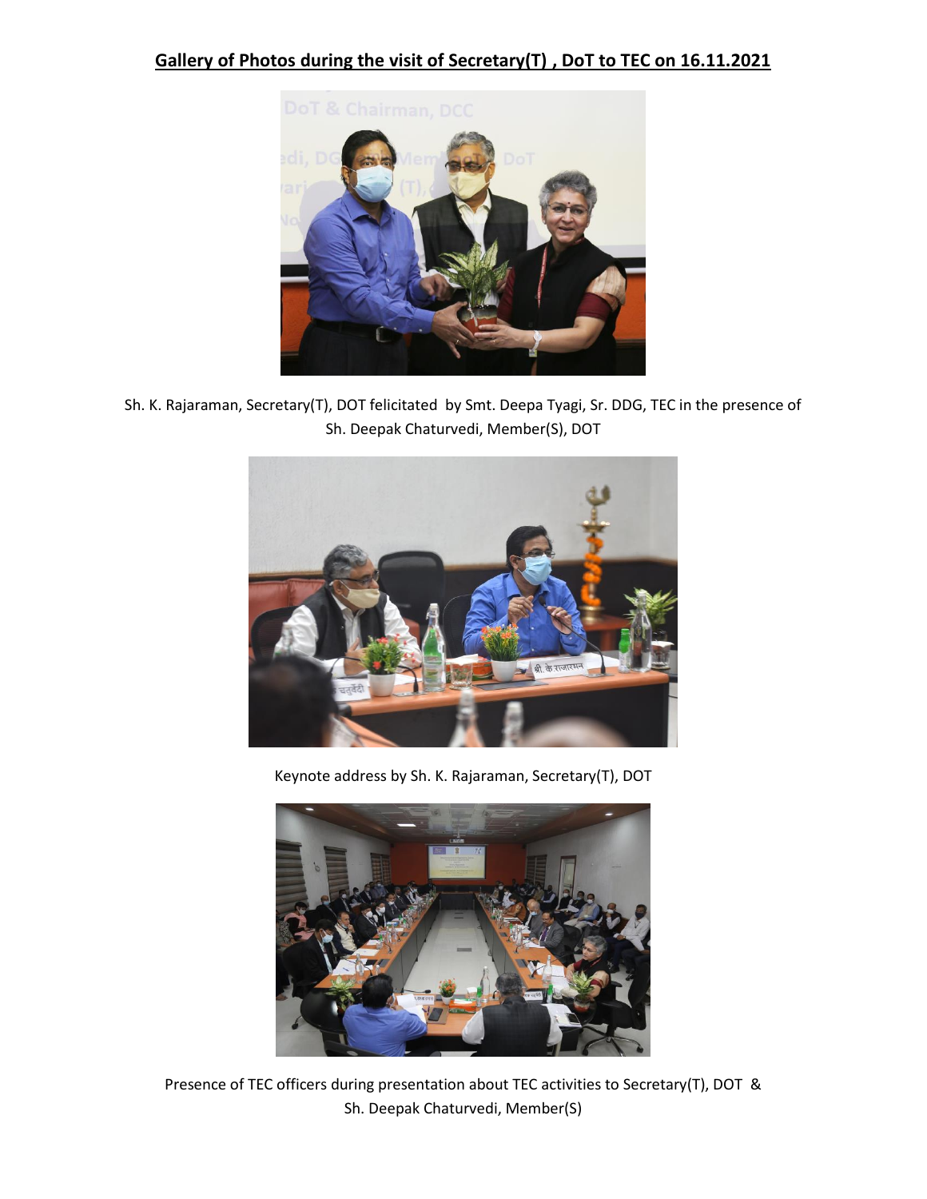## Gallery of Photos during the visit of Secretary(T) , DoT to TEC on 16.11.2021

Sh. K. Rajaraman, Secretary(T), DOT felicitated by Smt. Deepa Tyagi, Sr. DDG, TEC in the presence of Sh. Deepak Chaturvedi, Member(S), DOT

Keynote address by Sh. K. Rajaraman, Secretary(T), DOT

Presence of TEC officers during presentation about TEC activities to Secretary(T), DOT & Sh. Deepak Chaturvedi, Member(S)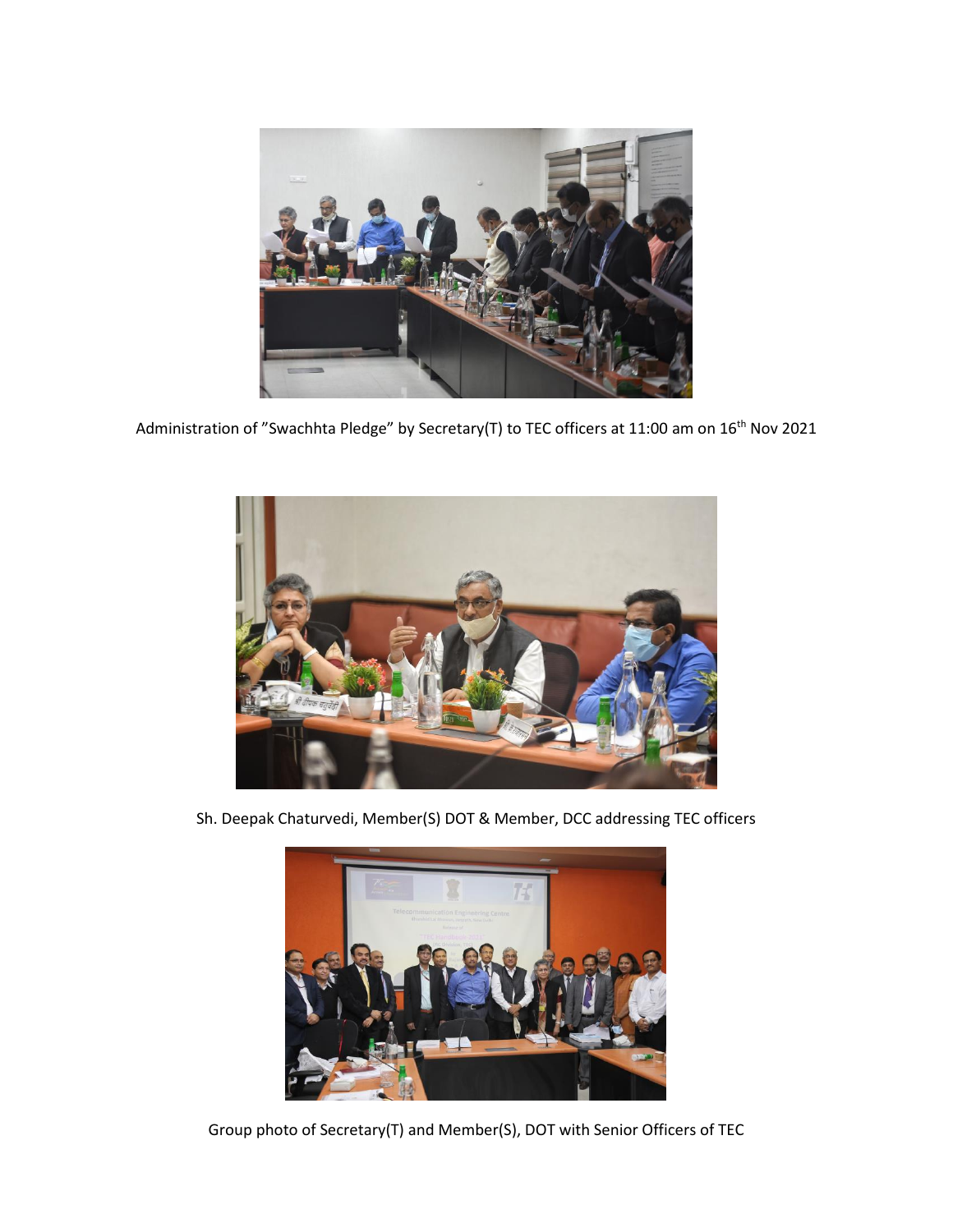Administration of "Swachhta Pledge" by Secretary(T) to TEC officers at 11:00 am on 16th Nov 2021

Sh. Deepak Chaturvedi, Member(S) DOT & Member, DCC addressing TEC officers

Group photo of Secretary(T) and Member(S), DOT with Senior Officers of TEC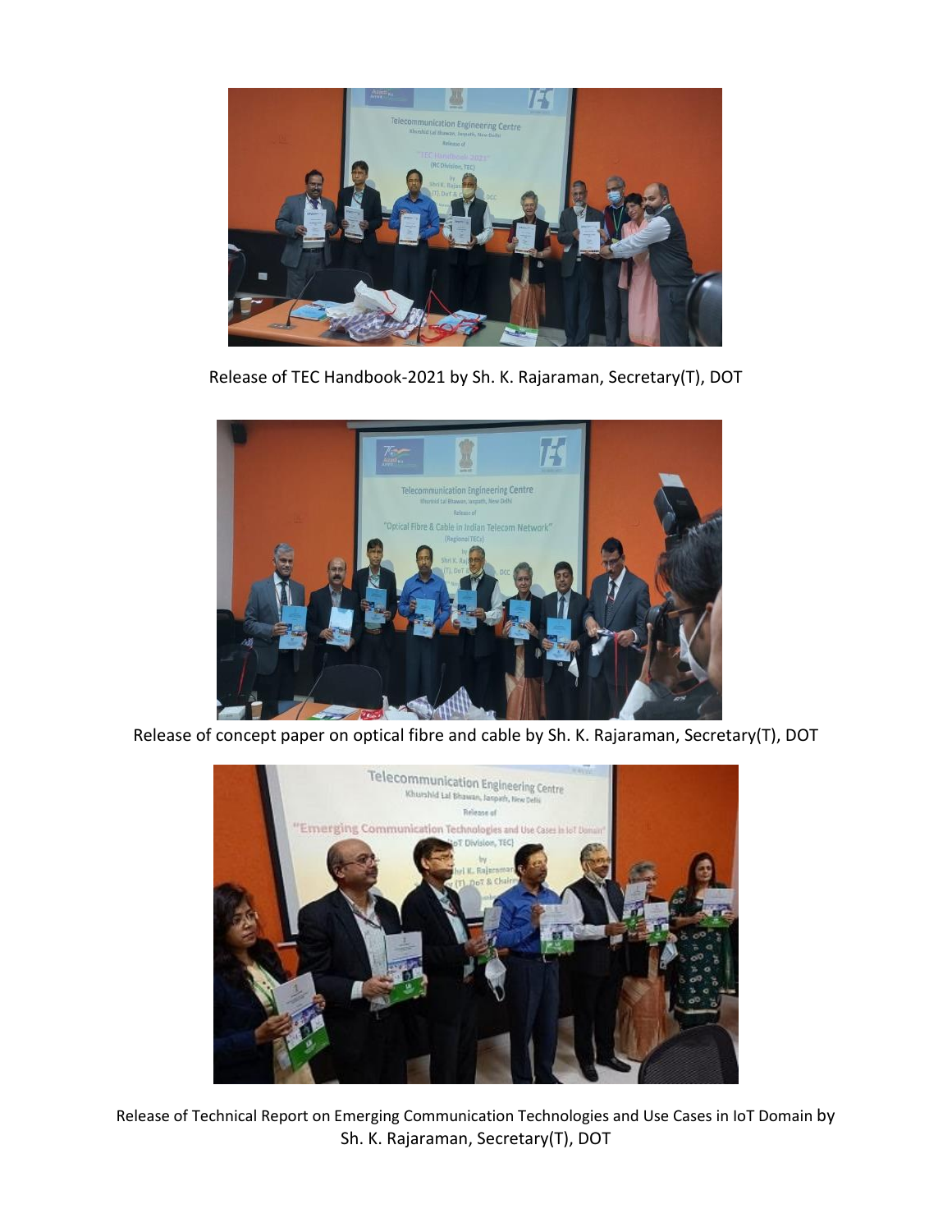Release of TEC Handbook-2021 by Sh. K. Rajaraman, Secretary(T), DOT

Release of concept paper on optical fibre and cable by Sh. K. Rajaraman, Secretary(T), DOT

Release of Technical Report on Emerging Communication Technologies and Use Cases in IoT Domain by Sh. K. Rajaraman, Secretary(T), DOT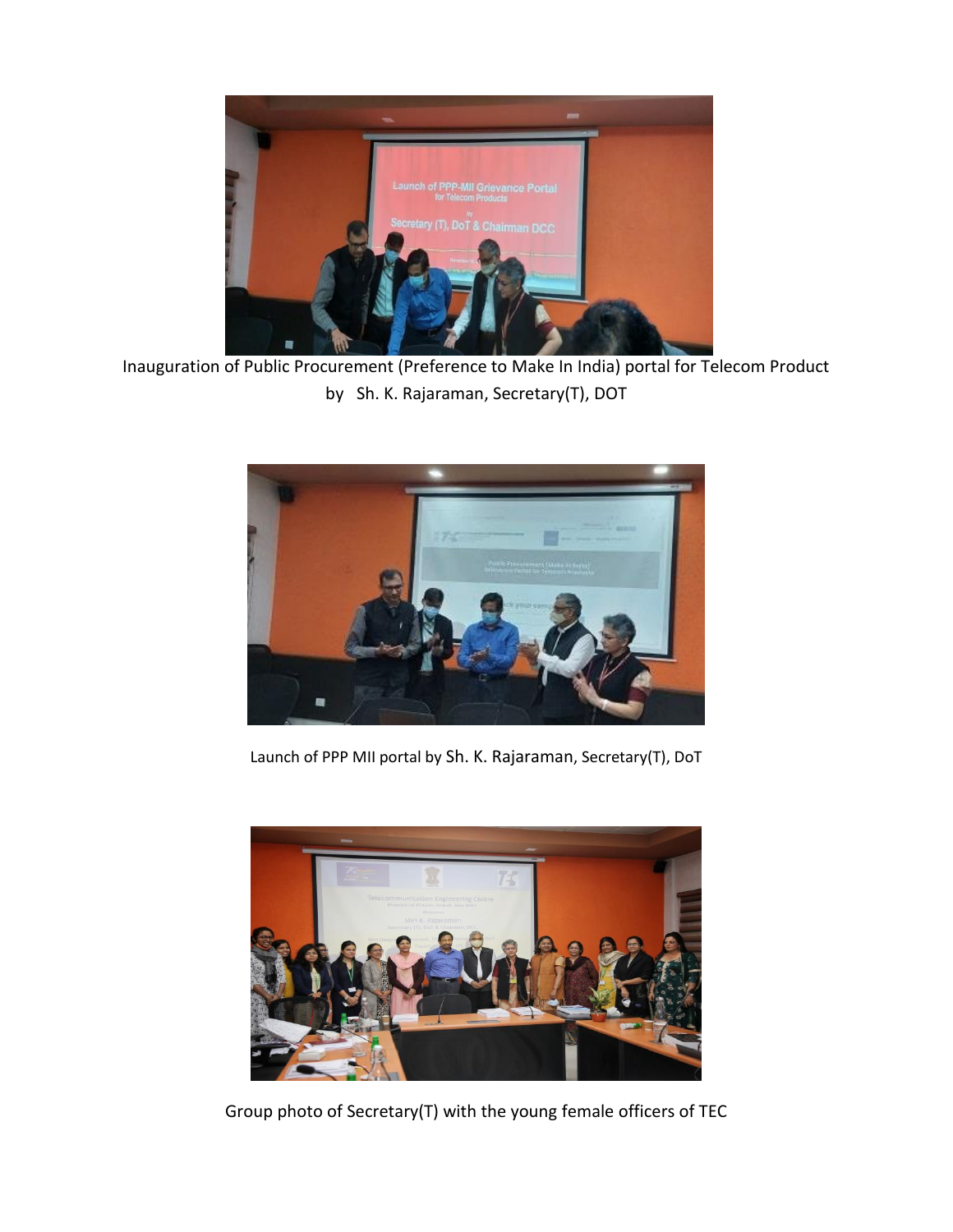Inauguration of Public Procurement (Preference to Make In India) portal for Telecom Product by Sh. K. Rajaraman, Secretary(T), DOT

Launch of PPP MII portal by Sh. K. Rajaraman, Secretary(T), DoT

Group photo of Secretary(T) with the young female officers of TEC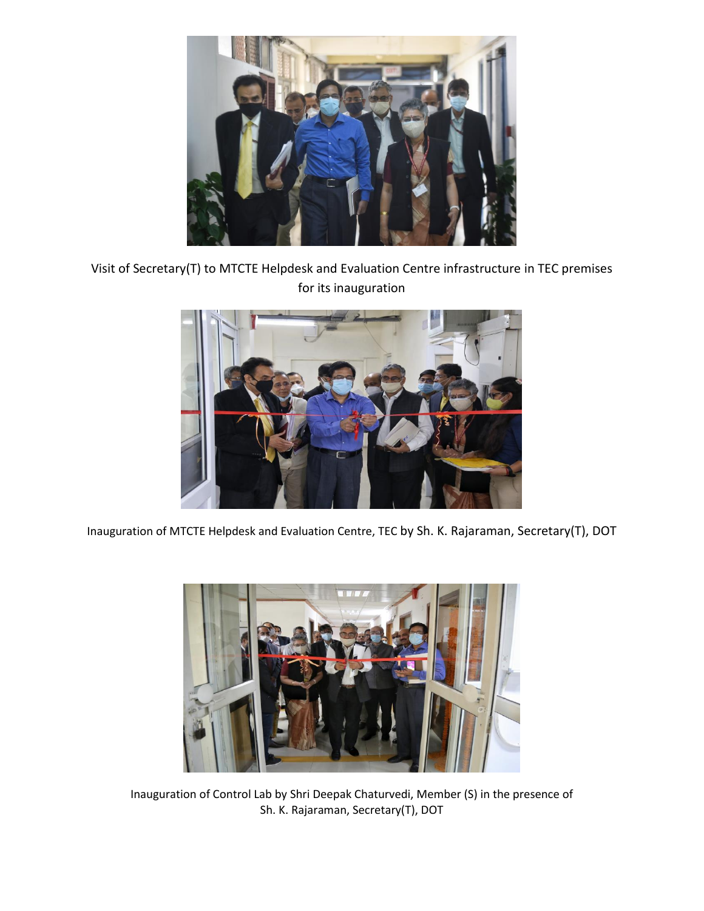Visit of Secretary(T) to MTCTE Helpdesk and Evaluation Centre infrastructure in TEC premises for its inauguration

Inauguration of MTCTE Helpdesk and Evaluation Centre, TEC by Sh. K. Rajaraman, Secretary(T), DOT

Inauguration of Control Lab by Shri Deepak Chaturvedi, Member (S) in the presence of Sh. K. Rajaraman, Secretary(T), DOT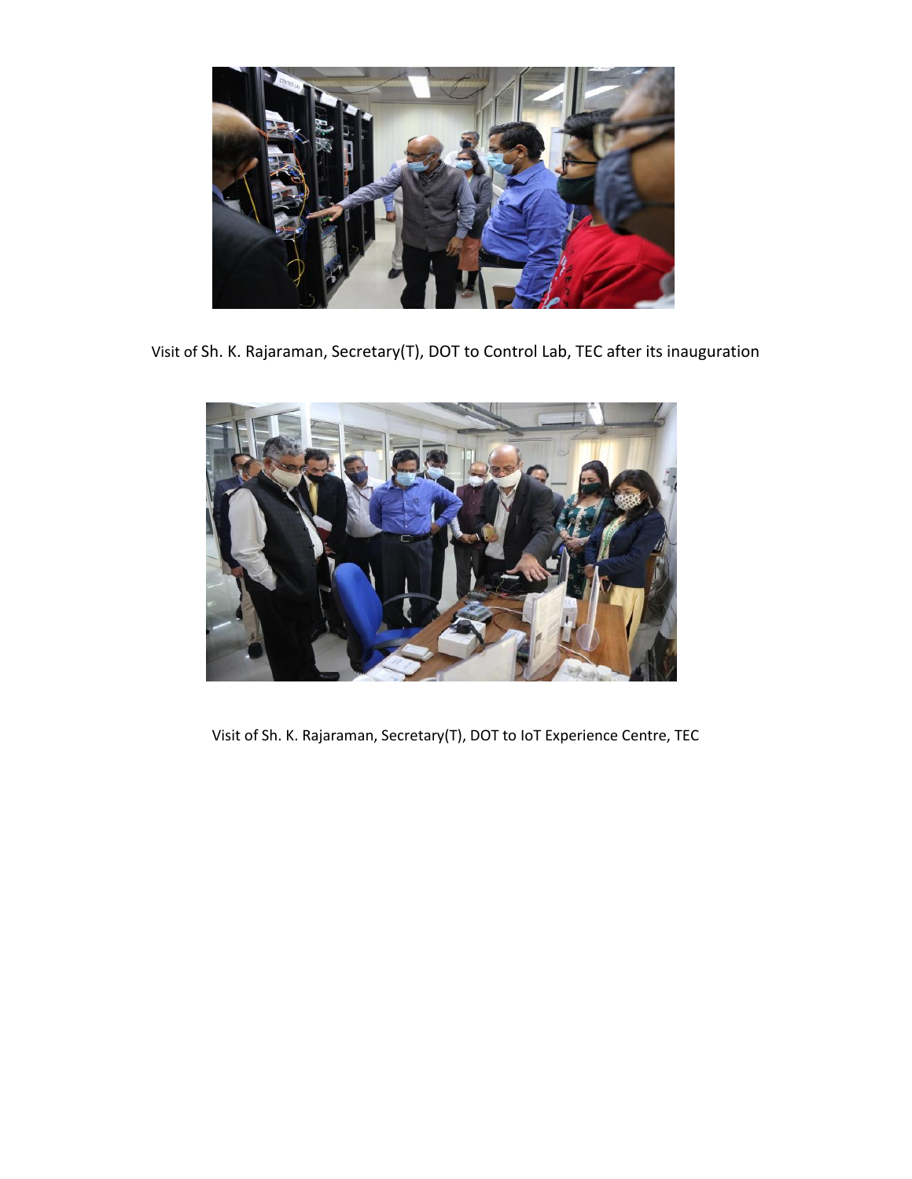Visit of Sh. K. Rajaraman, Secretary(T), DOT to Control Lab, TEC after its inauguration

Visit of Sh. K. Rajaraman, Secretary(T), DOT to IoT Experience Centre, TEC